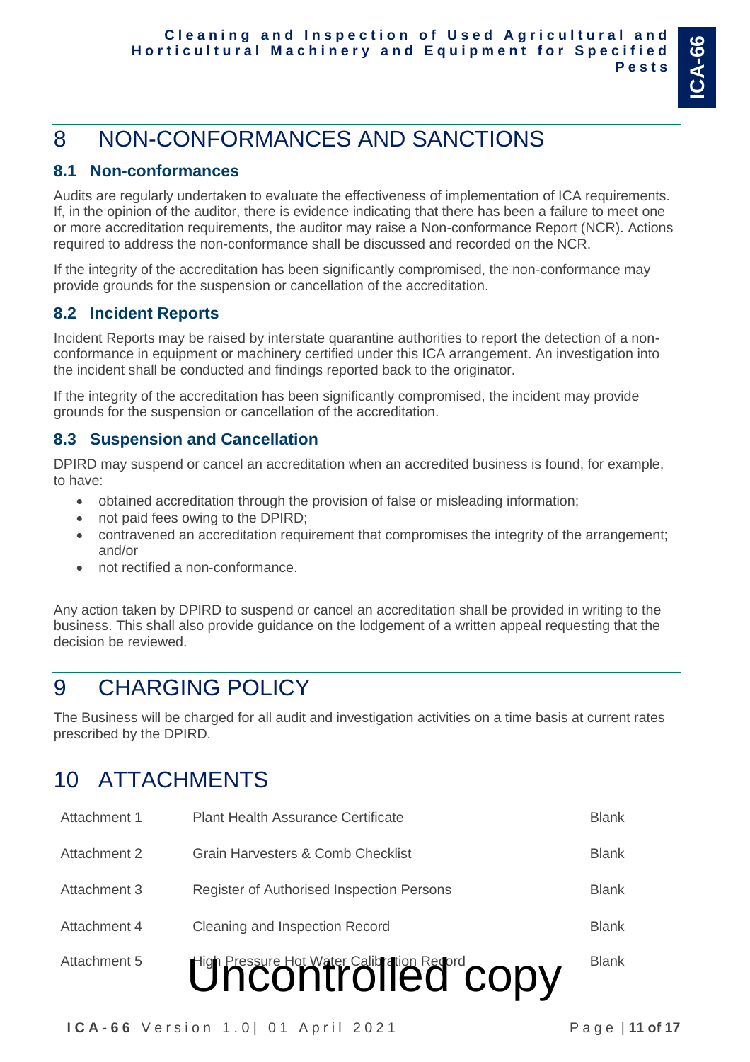# 8 NON-CONFORMANCES AND SANCTIONS

## 8.1 Non-conformances

Audits are regularly undertaken to evaluate the effectiveness of implementation of ICA requirements. If, in the opinion of the auditor, there is evidence indicating that there has been a failure to meet one or more accreditation requirements, the auditor may raise a Non-conformance Report (NCR). Actions required to address the non-conformance shall be discussed and recorded on the NCR.

If the integrity of the accreditation has been significantly compromised, the non-conformance may provide grounds for the suspension or cancellation of the accreditation.

## 8.2 Incident Reports

Incident Reports may be raised by interstate quarantine authorities to report the detection of a non-conformance in equipment or machinery certified under this ICA arrangement. An investigation into the incident shall be conducted and findings reported back to the originator.

If the integrity of the accreditation has been significantly compromised, the incident may provide grounds for the suspension or cancellation of the accreditation.

## 8.3 Suspension and Cancellation

DPIRD may suspend or cancel an accreditation when an accredited business is found, for example, to have:

- obtained accreditation through the provision of false or misleading information;
- not paid fees owing to the DPIRD;
- contravened an accreditation requirement that compromises the integrity of the arrangement; and/or
- not rectified a non-conformance.

Any action taken by DPIRD to suspend or cancel an accreditation shall be provided in writing to the business. This shall also provide guidance on the lodgement of a written appeal requesting that the decision be reviewed.

# 9 CHARGING POLICY

The Business will be charged for all audit and investigation activities on a time basis at current rates prescribed by the DPIRD.

# 10 ATTACHMENTS

| | | |
|---|---|---|
| Attachment 1 | Plant Health Assurance Certificate | Blank |
| Attachment 2 | Grain Harvesters & Comb Checklist | Blank |
| Attachment 3 | Register of Authorised Inspection Persons | Blank |
| Attachment 4 | Cleaning and Inspection Record | Blank |
| Attachment 5 | High Pressure Hot Water Calibration Record | Blank |

Uncontrolled copy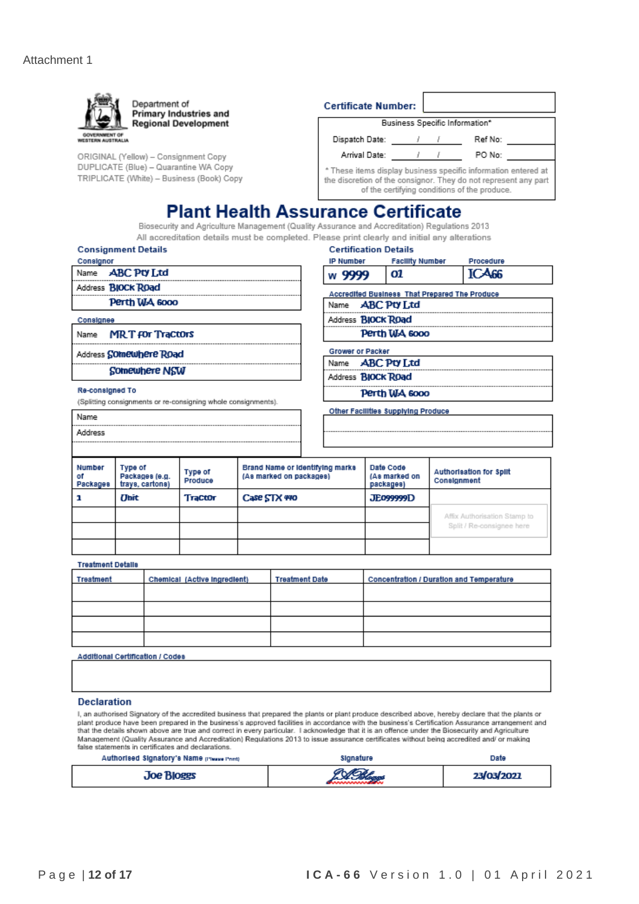Attachment 1

Department of Primary Industries and Regional Development

GOVERNMENT OF WESTERN AUSTRALIA

ORIGINAL (Yellow) – Consignment Copy
DUPLICATE (Blue) – Quarantine WA Copy
TRIPLICATE (White) – Business (Book) Copy

**Certificate Number:**

| Business Specific Information* | |
|---|---|
| Dispatch Date: / / | Ref No: |
| Arrival Date: / / | PO No: |

\* These items display business specific information entered at the discretion of the consignor. They do not represent any part of the certifying conditions of the produce.

# Plant Health Assurance Certificate

Biosecurity and Agriculture Management (Quality Assurance and Accreditation) Regulations 2013

All accreditation details must be completed. Please print clearly and initial any alterations

## Consignment Details

**Consignor**

Name: ABC Pty Ltd
Address: Block Road
Perth WA 6000

**Consignee**

Name: MR T for Tractors
Address: Somewhere Road
Somewhere NSW

**Re-consigned To**

(Splitting consignments or re-consigning whole consignments).

Name:
Address:

## Certification Details

| IP Number | Facility Number | Procedure |
|---|---|---|
| W 9999 | 01 | ICA66 |

**Accredited Business That Prepared The Produce**

Name: ABC Pty Ltd
Address: Block Road
Perth WA 6000

**Grower or Packer**

Name: ABC Pty Ltd
Address: Block Road
Perth WA 6000

**Other Facilities Supplying Produce**

| Number of Packages | Type of Packages (e.g. trays, cartons) | Type of Produce | Brand Name or Identifying marks (As marked on packages) | Date Code (As marked on packages) | Authorisation for Split Consignment |
|---|---|---|---|---|---|
| 1 | Unit | Tractor | Case STX 440 | JE099999D | |
| | | | | | Affix Authorisation Stamp to Split / Re-consignee here |
| | | | | | |
| | | | | | |

**Treatment Details**

| Treatment | Chemical (Active Ingredient) | Treatment Date | Concentration / Duration and Temperature |
|---|---|---|---|
| | | | |
| | | | |
| | | | |
| | | | |

**Additional Certification / Codes**

## Declaration

I, an authorised Signatory of the accredited business that prepared the plants or plant produce described above, hereby declare that the plants or plant produce have been prepared in the business's approved facilities in accordance with the business's Certification Assurance arrangement and that the details shown above are true and correct in every particular. I acknowledge that it is an offence under the Biosecurity and Agriculture Management (Quality Assurance and Accreditation) Regulations 2013 to issue assurance certificates without being accredited and/ or making false statements in certificates and declarations.

| Authorised Signatory's Name (Please Print) | Signature | Date |
|---|---|---|
| Joe Bloggs | JBloggs | 23/03/2021 |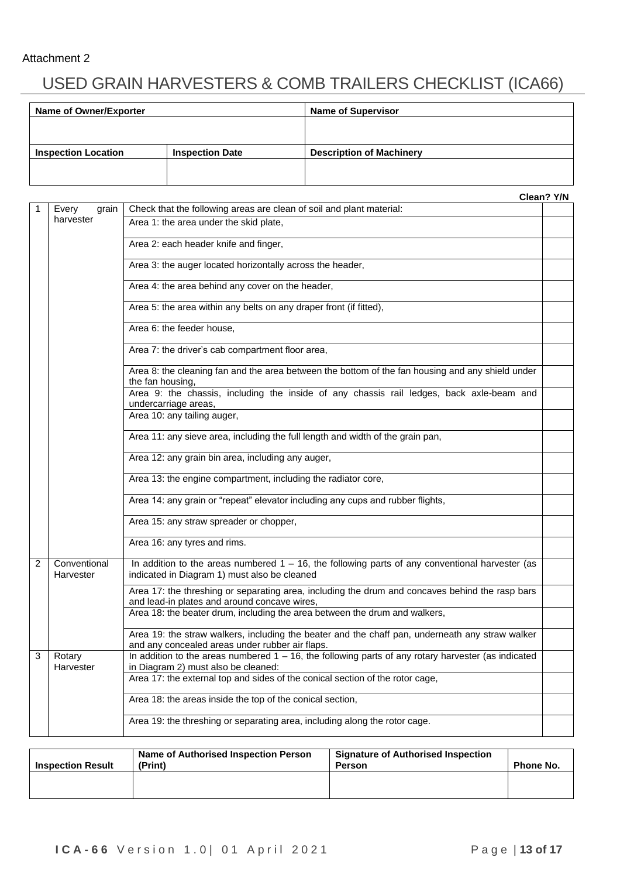Attachment 2

# USED GRAIN HARVESTERS & COMB TRAILERS CHECKLIST (ICA66)

| Name of Owner/Exporter | | Name of Supervisor |
|---|---|---|
| | | |
| **Inspection Location** | **Inspection Date** | **Description of Machinery** |
| | | |

| | | | Clean? Y/N |
|---|---|---|---|
| 1 | Every grain harvester | Check that the following areas are clean of soil and plant material: | |
| | | Area 1: the area under the skid plate, | |
| | | Area 2: each header knife and finger, | |
| | | Area 3: the auger located horizontally across the header, | |
| | | Area 4: the area behind any cover on the header, | |
| | | Area 5: the area within any belts on any draper front (if fitted), | |
| | | Area 6: the feeder house, | |
| | | Area 7: the driver's cab compartment floor area, | |
| | | Area 8: the cleaning fan and the area between the bottom of the fan housing and any shield under the fan housing, | |
| | | Area 9: the chassis, including the inside of any chassis rail ledges, back axle-beam and undercarriage areas, | |
| | | Area 10: any tailing auger, | |
| | | Area 11: any sieve area, including the full length and width of the grain pan, | |
| | | Area 12: any grain bin area, including any auger, | |
| | | Area 13: the engine compartment, including the radiator core, | |
| | | Area 14: any grain or "repeat" elevator including any cups and rubber flights, | |
| | | Area 15: any straw spreader or chopper, | |
| | | Area 16: any tyres and rims. | |
| 2 | Conventional Harvester | In addition to the areas numbered 1 – 16, the following parts of any conventional harvester (as indicated in Diagram 1) must also be cleaned | |
| | | Area 17: the threshing or separating area, including the drum and concaves behind the rasp bars and lead-in plates and around concave wires, | |
| | | Area 18: the beater drum, including the area between the drum and walkers, | |
| | | Area 19: the straw walkers, including the beater and the chaff pan, underneath any straw walker and any concealed areas under rubber air flaps. | |
| 3 | Rotary Harvester | In addition to the areas numbered 1 – 16, the following parts of any rotary harvester (as indicated in Diagram 2) must also be cleaned: | |
| | | Area 17: the external top and sides of the conical section of the rotor cage, | |
| | | Area 18: the areas inside the top of the conical section, | |
| | | Area 19: the threshing or separating area, including along the rotor cage. | |

| Inspection Result | Name of Authorised Inspection Person (Print) | Signature of Authorised Inspection Person | Phone No. |
|---|---|---|---|
| | | | |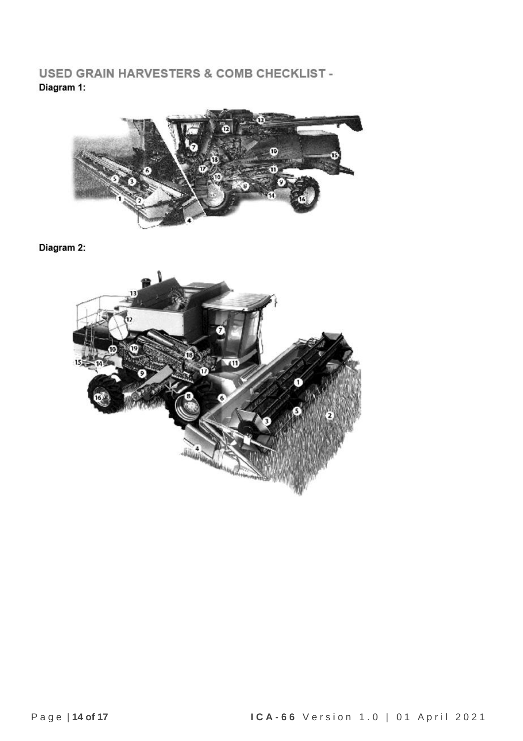## USED GRAIN HARVESTERS & COMB CHECKLIST -

**Diagram 1:**

**Diagram 2:**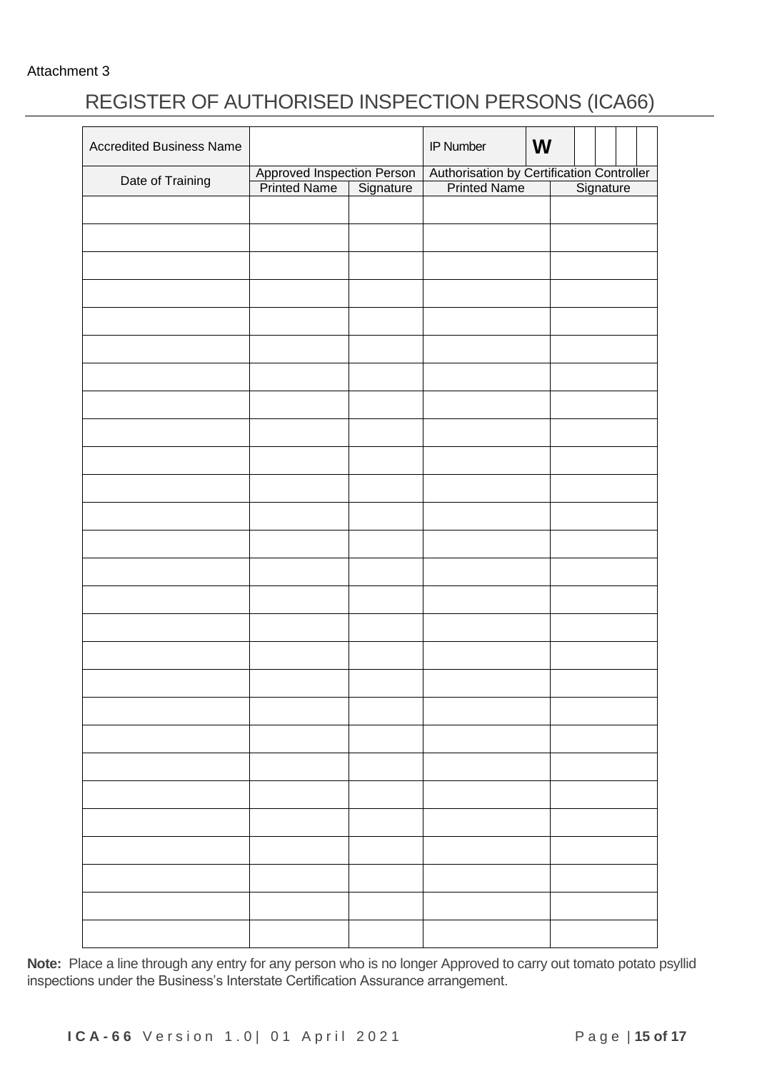Attachment 3

# REGISTER OF AUTHORISED INSPECTION PERSONS (ICA66)

| Accredited Business Name | | | IP Number | W |
|---|---|---|---|---|
| Date of Training | Approved Inspection Person | | Authorisation by Certification Controller | |
| | Printed Name | Signature | Printed Name | Signature |
| | | | | |
| | | | | |
| | | | | |
| | | | | |
| | | | | |
| | | | | |
| | | | | |
| | | | | |
| | | | | |
| | | | | |
| | | | | |
| | | | | |
| | | | | |
| | | | | |
| | | | | |
| | | | | |
| | | | | |
| | | | | |
| | | | | |
| | | | | |
| | | | | |
| | | | | |
| | | | | |
| | | | | |
| | | | | |
| | | | | |
| | | | | |

**Note:** Place a line through any entry for any person who is no longer Approved to carry out tomato potato psyllid inspections under the Business's Interstate Certification Assurance arrangement.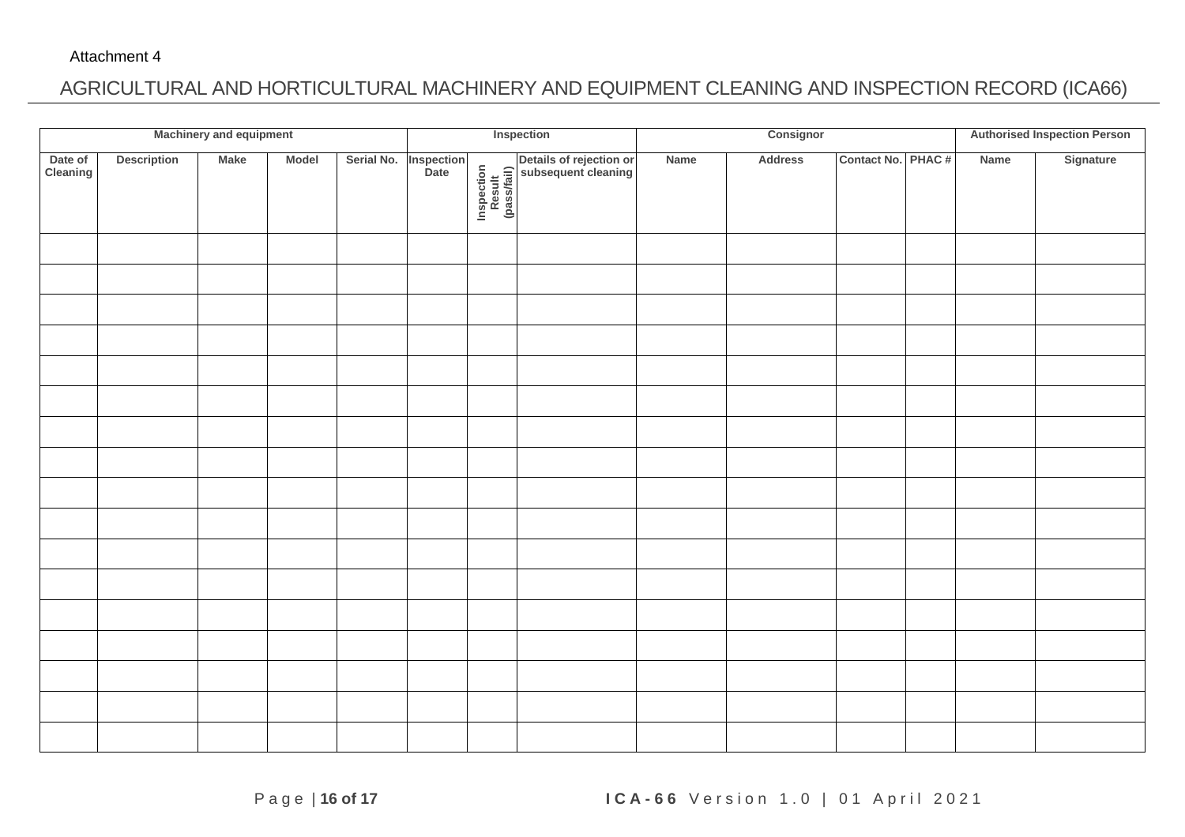Attachment 4

# AGRICULTURAL AND HORTICULTURAL MACHINERY AND EQUIPMENT CLEANING AND INSPECTION RECORD (ICA66)

| Machinery and equipment | | | | | Inspection | | | Consignor | | | | Authorised Inspection Person | |
|---|---|---|---|---|---|---|---|---|---|---|---|---|---|
| Date of Cleaning | Description | Make | Model | Serial No. | Inspection Date | Inspection Result (pass/fail) | Details of rejection or subsequent cleaning | Name | Address | Contact No. | PHAC # | Name | Signature |
| | | | | | | | | | | | | | |
| | | | | | | | | | | | | | |
| | | | | | | | | | | | | | |
| | | | | | | | | | | | | | |
| | | | | | | | | | | | | | |
| | | | | | | | | | | | | | |
| | | | | | | | | | | | | | |
| | | | | | | | | | | | | | |
| | | | | | | | | | | | | | |
| | | | | | | | | | | | | | |
| | | | | | | | | | | | | | |
| | | | | | | | | | | | | | |
| | | | | | | | | | | | | | |
| | | | | | | | | | | | | | |
| | | | | | | | | | | | | | |
| | | | | | | | | | | | | | |
| | | | | | | | | | | | | | |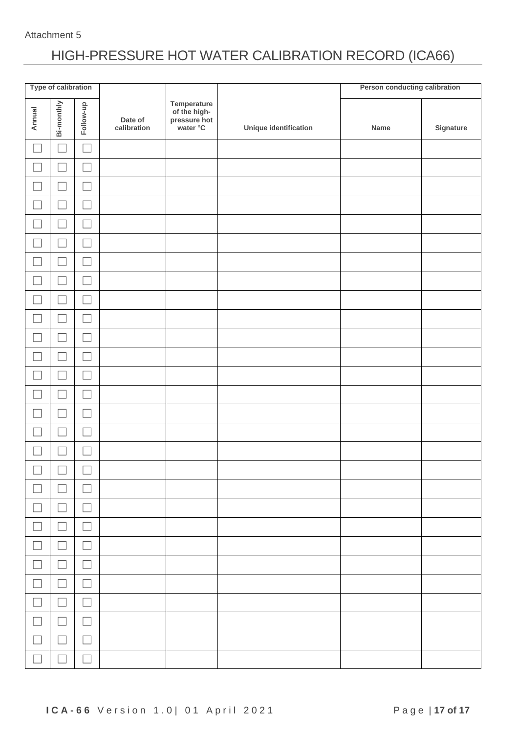Attachment 5

# HIGH-PRESSURE HOT WATER CALIBRATION RECORD (ICA66)

| Type of calibration | | | Date of calibration | Temperature of the high-pressure hot water °C | Unique identification | Person conducting calibration | |
|---|---|---|---|---|---|---|---|
| Annual | Bi-monthly | Follow-up | | | | Name | Signature |
| ☐ | ☐ | ☐ | | | | | |
| ☐ | ☐ | ☐ | | | | | |
| ☐ | ☐ | ☐ | | | | | |
| ☐ | ☐ | ☐ | | | | | |
| ☐ | ☐ | ☐ | | | | | |
| ☐ | ☐ | ☐ | | | | | |
| ☐ | ☐ | ☐ | | | | | |
| ☐ | ☐ | ☐ | | | | | |
| ☐ | ☐ | ☐ | | | | | |
| ☐ | ☐ | ☐ | | | | | |
| ☐ | ☐ | ☐ | | | | | |
| ☐ | ☐ | ☐ | | | | | |
| ☐ | ☐ | ☐ | | | | | |
| ☐ | ☐ | ☐ | | | | | |
| ☐ | ☐ | ☐ | | | | | |
| ☐ | ☐ | ☐ | | | | | |
| ☐ | ☐ | ☐ | | | | | |
| ☐ | ☐ | ☐ | | | | | |
| ☐ | ☐ | ☐ | | | | | |
| ☐ | ☐ | ☐ | | | | | |
| ☐ | ☐ | ☐ | | | | | |
| ☐ | ☐ | ☐ | | | | | |
| ☐ | ☐ | ☐ | | | | | |
| ☐ | ☐ | ☐ | | | | | |
| ☐ | ☐ | ☐ | | | | | |
| ☐ | ☐ | ☐ | | | | | |
| ☐ | ☐ | ☐ | | | | | |
| ☐ | ☐ | ☐ | | | | | |